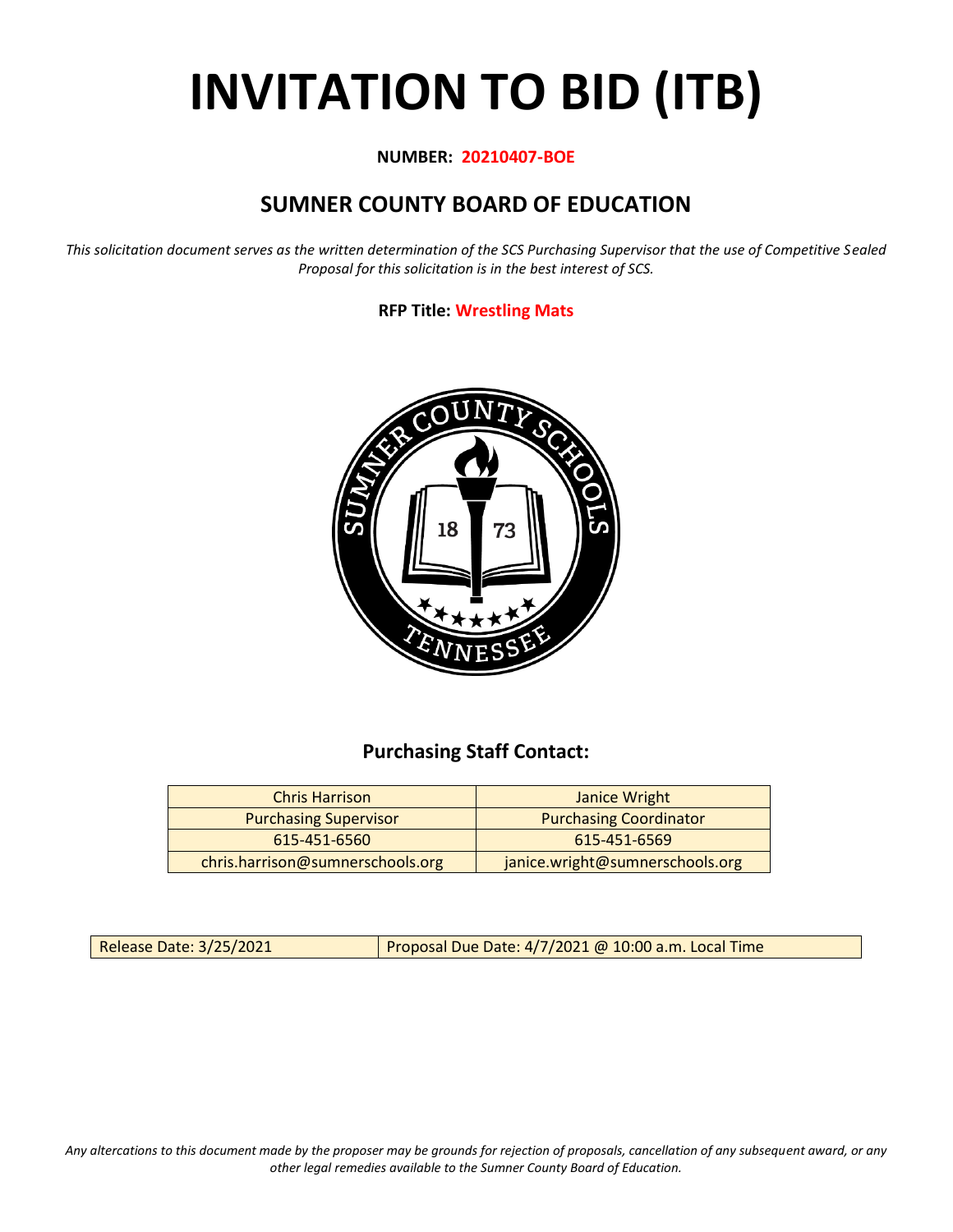# INVITATION TO BID (ITB)

**NUMBER: 20210407-BOE**

## SUMNER COUNTY BOARD OF EDUCATION

*This solicitation document serves as the written determination of the SCS Purchasing Supervisor that the use of Competitive Sealed Proposal for this solicitation is in the best interest of SCS.*

**RFP Title: Wrestling Mats**

### Purchasing Staff Contact:

| Chris Harrison | Janice Wright |
|---|---|
| Purchasing Supervisor | Purchasing Coordinator |
| 615-451-6560 | 615-451-6569 |
| chris.harrison@sumnerschools.org | janice.wright@sumnerschools.org |

| Release Date: 3/25/2021 | Proposal Due Date: 4/7/2021 @ 10:00 a.m. Local Time |
|---|---|

*Any altercations to this document made by the proposer may be grounds for rejection of proposals, cancellation of any subsequent award, or any other legal remedies available to the Sumner County Board of Education.*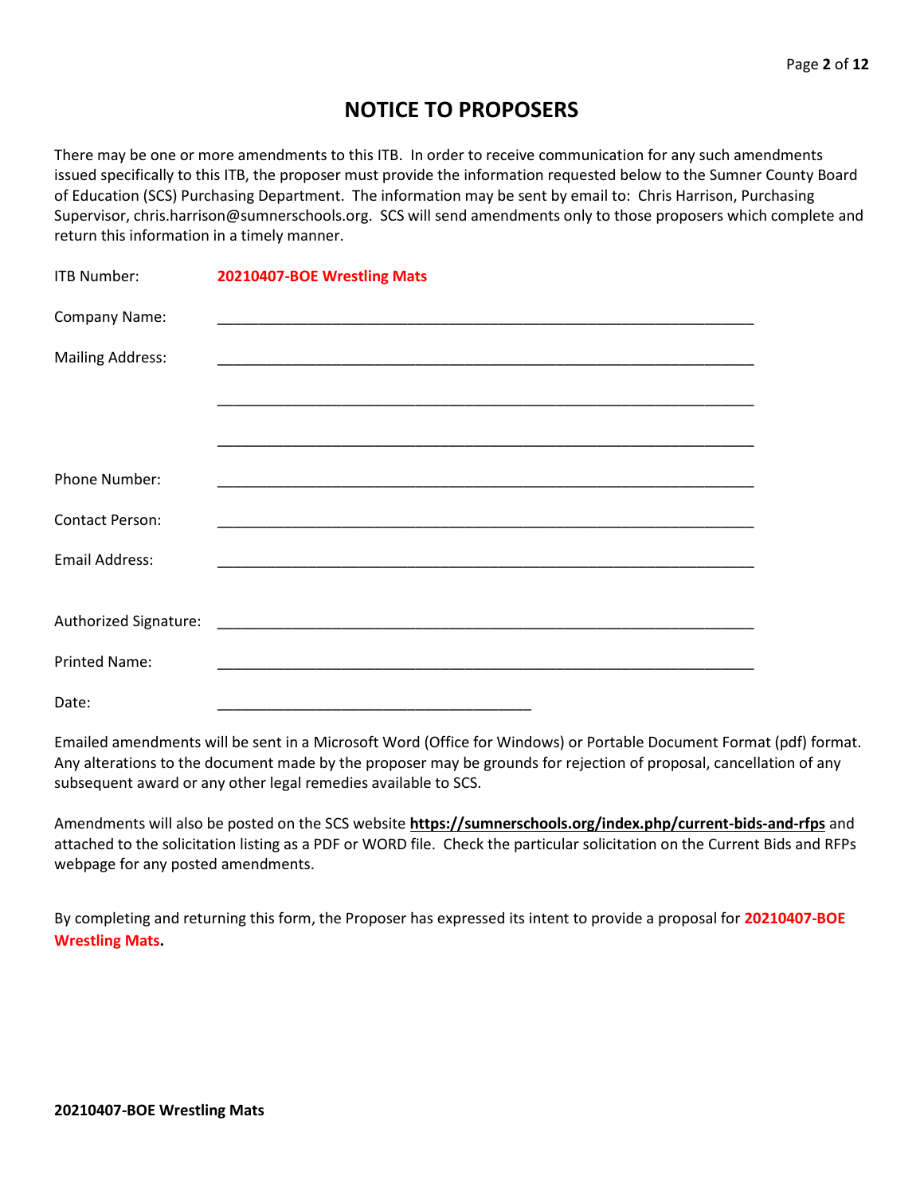# NOTICE TO PROPOSERS

There may be one or more amendments to this ITB. In order to receive communication for any such amendments issued specifically to this ITB, the proposer must provide the information requested below to the Sumner County Board of Education (SCS) Purchasing Department. The information may be sent by email to: Chris Harrison, Purchasing Supervisor, chris.harrison@sumnerschools.org. SCS will send amendments only to those proposers which complete and return this information in a timely manner.

ITB Number: **20210407-BOE Wrestling Mats**

Company Name: ____________________________________________________________________

Mailing Address: ____________________________________________________________________

____________________________________________________________________

____________________________________________________________________

Phone Number: ____________________________________________________________________

Contact Person: ____________________________________________________________________

Email Address: ____________________________________________________________________

Authorized Signature: ____________________________________________________________________

Printed Name: ____________________________________________________________________

Date: ________________________________________

Emailed amendments will be sent in a Microsoft Word (Office for Windows) or Portable Document Format (pdf) format. Any alterations to the document made by the proposer may be grounds for rejection of proposal, cancellation of any subsequent award or any other legal remedies available to SCS.

Amendments will also be posted on the SCS website **https://sumnerschools.org/index.php/current-bids-and-rfps** and attached to the solicitation listing as a PDF or WORD file. Check the particular solicitation on the Current Bids and RFPs webpage for any posted amendments.

By completing and returning this form, the Proposer has expressed its intent to provide a proposal for **20210407-BOE Wrestling Mats.**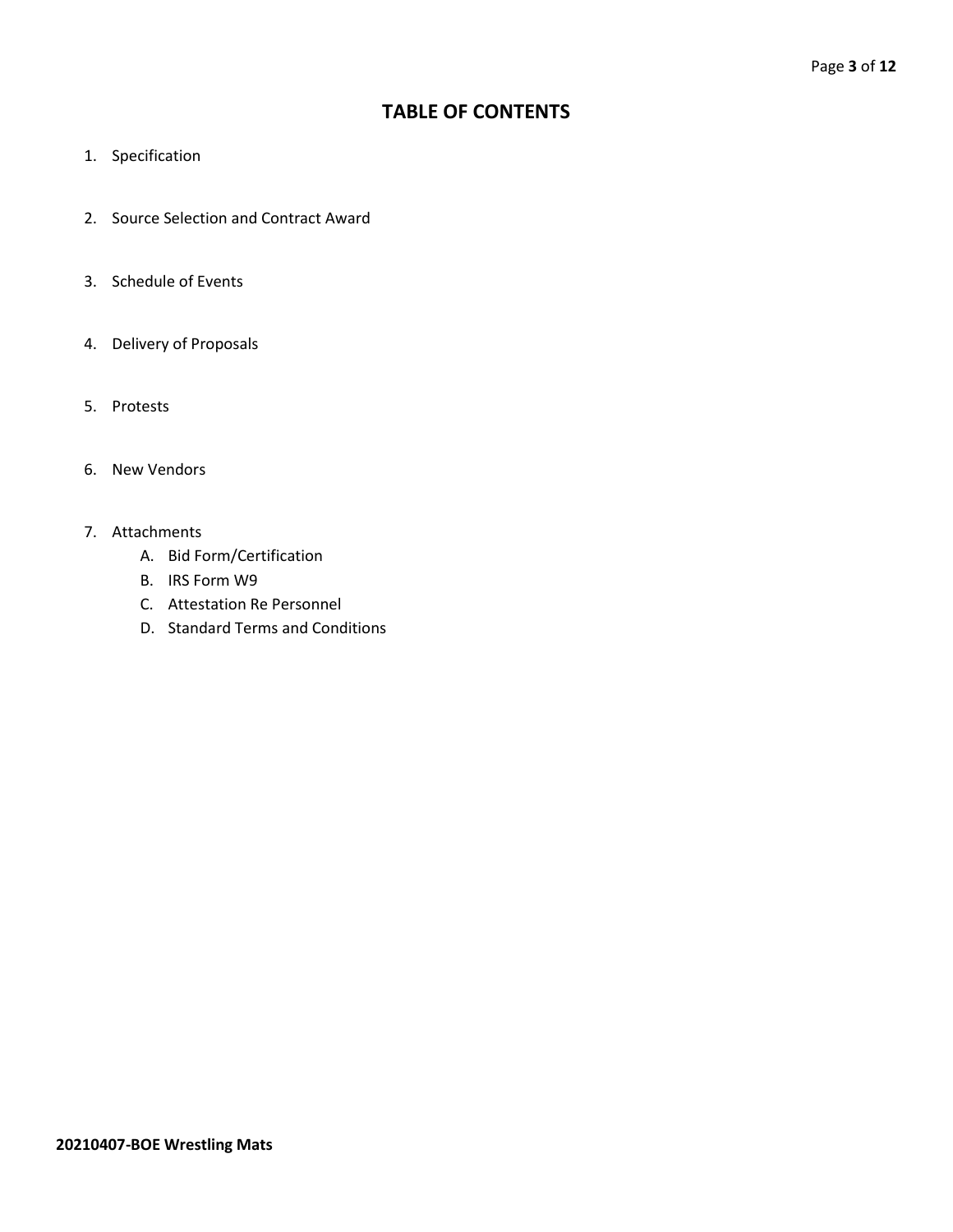# TABLE OF CONTENTS

1. Specification
2. Source Selection and Contract Award
3. Schedule of Events
4. Delivery of Proposals
5. Protests
6. New Vendors
7. Attachments
   A. Bid Form/Certification
   B. IRS Form W9
   C. Attestation Re Personnel
   D. Standard Terms and Conditions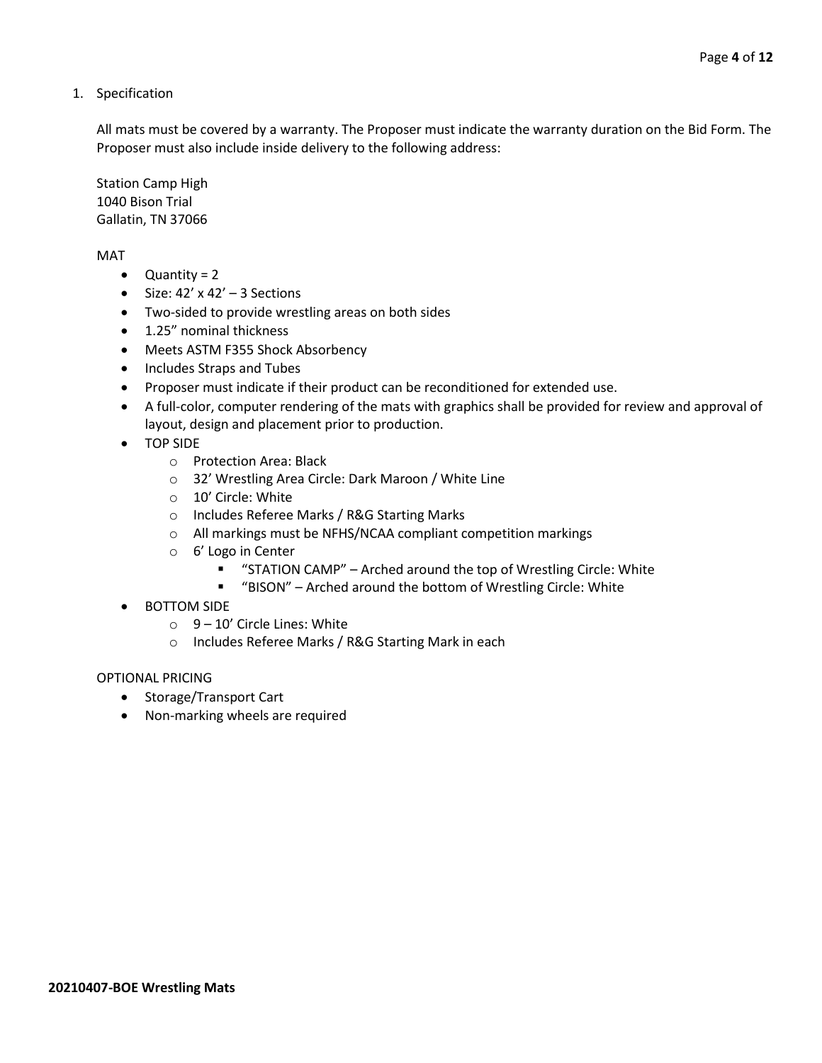1. Specification

   All mats must be covered by a warranty. The Proposer must indicate the warranty duration on the Bid Form. The Proposer must also include inside delivery to the following address:

   Station Camp High
   1040 Bison Trial
   Gallatin, TN 37066

   MAT

   - Quantity = 2
   - Size: 42' x 42' – 3 Sections
   - Two-sided to provide wrestling areas on both sides
   - 1.25" nominal thickness
   - Meets ASTM F355 Shock Absorbency
   - Includes Straps and Tubes
   - Proposer must indicate if their product can be reconditioned for extended use.
   - A full-color, computer rendering of the mats with graphics shall be provided for review and approval of layout, design and placement prior to production.
   - TOP SIDE
     - Protection Area: Black
     - 32' Wrestling Area Circle: Dark Maroon / White Line
     - 10' Circle: White
     - Includes Referee Marks / R&G Starting Marks
     - All markings must be NFHS/NCAA compliant competition markings
     - 6' Logo in Center
       - "STATION CAMP" – Arched around the top of Wrestling Circle: White
       - "BISON" – Arched around the bottom of Wrestling Circle: White
   - BOTTOM SIDE
     - 9 – 10' Circle Lines: White
     - Includes Referee Marks / R&G Starting Mark in each

   OPTIONAL PRICING

   - Storage/Transport Cart
   - Non-marking wheels are required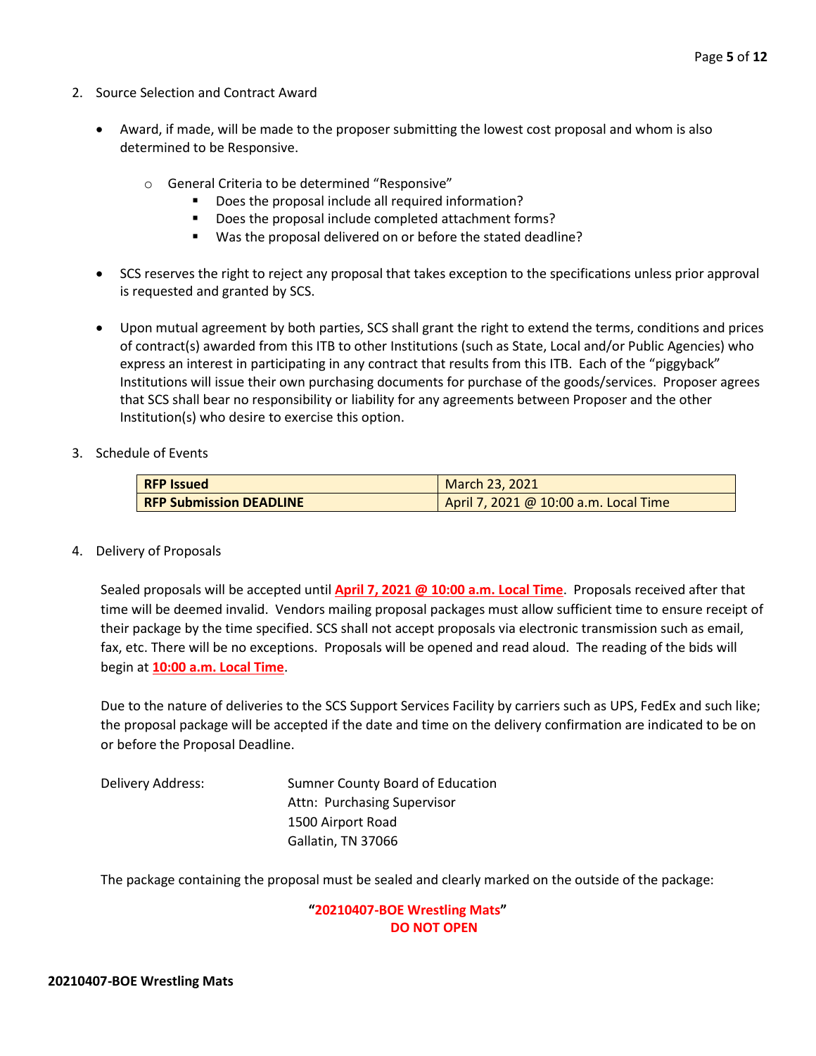2. Source Selection and Contract Award

    - Award, if made, will be made to the proposer submitting the lowest cost proposal and whom is also determined to be Responsive.

        - General Criteria to be determined "Responsive"
            - Does the proposal include all required information?
            - Does the proposal include completed attachment forms?
            - Was the proposal delivered on or before the stated deadline?

    - SCS reserves the right to reject any proposal that takes exception to the specifications unless prior approval is requested and granted by SCS.

    - Upon mutual agreement by both parties, SCS shall grant the right to extend the terms, conditions and prices of contract(s) awarded from this ITB to other Institutions (such as State, Local and/or Public Agencies) who express an interest in participating in any contract that results from this ITB. Each of the "piggyback" Institutions will issue their own purchasing documents for purchase of the goods/services. Proposer agrees that SCS shall bear no responsibility or liability for any agreements between Proposer and the other Institution(s) who desire to exercise this option.

3. Schedule of Events

| **RFP Issued** | March 23, 2021 |
|---|---|
| **RFP Submission DEADLINE** | April 7, 2021 @ 10:00 a.m. Local Time |

4. Delivery of Proposals

    Sealed proposals will be accepted until **April 7, 2021 @ 10:00 a.m. Local Time**. Proposals received after that time will be deemed invalid. Vendors mailing proposal packages must allow sufficient time to ensure receipt of their package by the time specified. SCS shall not accept proposals via electronic transmission such as email, fax, etc. There will be no exceptions. Proposals will be opened and read aloud. The reading of the bids will begin at **10:00 a.m. Local Time**.

    Due to the nature of deliveries to the SCS Support Services Facility by carriers such as UPS, FedEx and such like; the proposal package will be accepted if the date and time on the delivery confirmation are indicated to be on or before the Proposal Deadline.

    Delivery Address: Sumner County Board of Education
    Attn: Purchasing Supervisor
    1500 Airport Road
    Gallatin, TN 37066

    The package containing the proposal must be sealed and clearly marked on the outside of the package:

    **"20210407-BOE Wrestling Mats"**
    **DO NOT OPEN**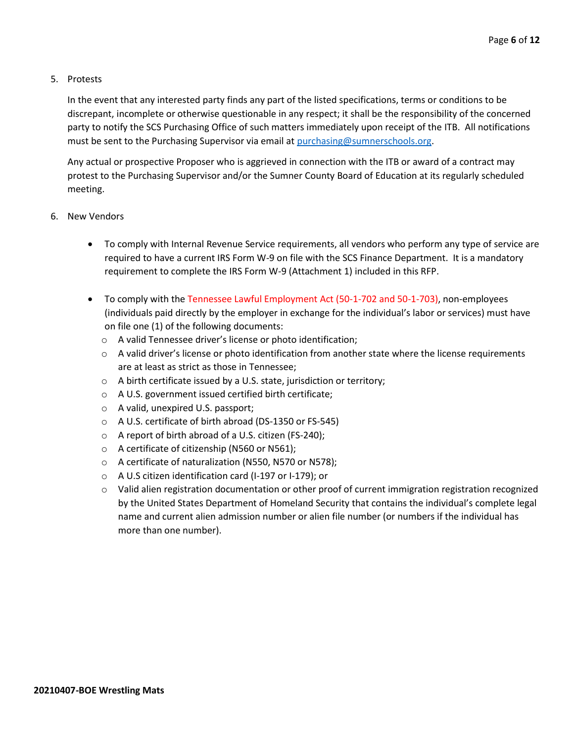5. Protests

   In the event that any interested party finds any part of the listed specifications, terms or conditions to be discrepant, incomplete or otherwise questionable in any respect; it shall be the responsibility of the concerned party to notify the SCS Purchasing Office of such matters immediately upon receipt of the ITB. All notifications must be sent to the Purchasing Supervisor via email at purchasing@sumnerschools.org.

   Any actual or prospective Proposer who is aggrieved in connection with the ITB or award of a contract may protest to the Purchasing Supervisor and/or the Sumner County Board of Education at its regularly scheduled meeting.

6. New Vendors

   - To comply with Internal Revenue Service requirements, all vendors who perform any type of service are required to have a current IRS Form W-9 on file with the SCS Finance Department. It is a mandatory requirement to complete the IRS Form W-9 (Attachment 1) included in this RFP.

   - To comply with the Tennessee Lawful Employment Act (50-1-702 and 50-1-703), non-employees (individuals paid directly by the employer in exchange for the individual's labor or services) must have on file one (1) of the following documents:
     - A valid Tennessee driver's license or photo identification;
     - A valid driver's license or photo identification from another state where the license requirements are at least as strict as those in Tennessee;
     - A birth certificate issued by a U.S. state, jurisdiction or territory;
     - A U.S. government issued certified birth certificate;
     - A valid, unexpired U.S. passport;
     - A U.S. certificate of birth abroad (DS-1350 or FS-545)
     - A report of birth abroad of a U.S. citizen (FS-240);
     - A certificate of citizenship (N560 or N561);
     - A certificate of naturalization (N550, N570 or N578);
     - A U.S citizen identification card (I-197 or I-179); or
     - Valid alien registration documentation or other proof of current immigration registration recognized by the United States Department of Homeland Security that contains the individual's complete legal name and current alien admission number or alien file number (or numbers if the individual has more than one number).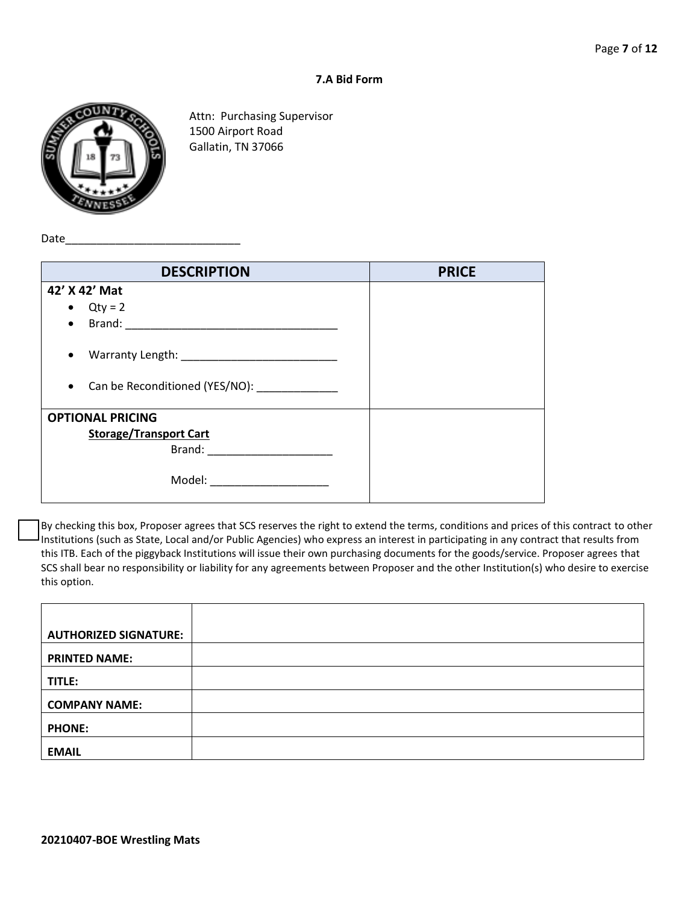**7.A Bid Form**

Attn: Purchasing Supervisor
1500 Airport Road
Gallatin, TN 37066

Date____________________________

| DESCRIPTION | PRICE |
|---|---|
| **42' X 42' Mat**<br>• Qty = 2<br>• Brand: ___________________________________<br>• Warranty Length: _________________________<br>• Can be Reconditioned (YES/NO): _____________ | |
| **OPTIONAL PRICING**<br>**Storage/Transport Cart**<br>Brand: ____________________<br>Model: ___________________ | |

☐ By checking this box, Proposer agrees that SCS reserves the right to extend the terms, conditions and prices of this contract to other Institutions (such as State, Local and/or Public Agencies) who express an interest in participating in any contract that results from this ITB. Each of the piggyback Institutions will issue their own purchasing documents for the goods/service. Proposer agrees that SCS shall bear no responsibility or liability for any agreements between Proposer and the other Institution(s) who desire to exercise this option.

| | |
|---|---|
| **AUTHORIZED SIGNATURE:** | |
| **PRINTED NAME:** | |
| **TITLE:** | |
| **COMPANY NAME:** | |
| **PHONE:** | |
| **EMAIL** | |

**20210407-BOE Wrestling Mats**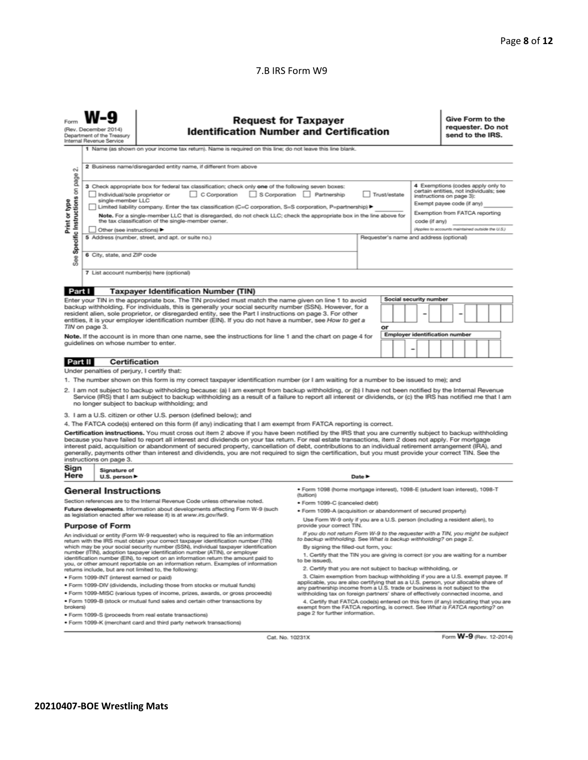7.B IRS Form W9

Form **W-9**
(Rev. December 2014)
Department of the Treasury
Internal Revenue Service

# Request for Taxpayer Identification Number and Certification

**Give Form to the requester. Do not send to the IRS.**

Print or type
See **Specific Instructions** on page 2.

1 Name (as shown on your income tax return). Name is required on this line; do not leave this line blank.

2 Business name/disregarded entity name, if different from above

3 Check appropriate box for federal tax classification; check only **one** of the following seven boxes:
☐ Individual/sole proprietor or single-member LLC ☐ C Corporation ☐ S Corporation ☐ Partnership ☐ Trust/estate
☐ Limited liability company. Enter the tax classification (C=C corporation, S=S corporation, P=partnership) ► ________
**Note.** For a single-member LLC that is disregarded, do not check LLC; check the appropriate box in the line above for the tax classification of the single-member owner.
☐ Other (see instructions) ►

4 Exemptions (codes apply only to certain entities, not individuals; see instructions on page 3):
Exempt payee code (if any) ________
Exemption from FATCA reporting code (if any) ________
*(Applies to accounts maintained outside the U.S.)*

5 Address (number, street, and apt. or suite no.)

Requester's name and address (optional)

6 City, state, and ZIP code

7 List account number(s) here (optional)

**Part I** **Taxpayer Identification Number (TIN)**

Enter your TIN in the appropriate box. The TIN provided must match the name given on line 1 to avoid backup withholding. For individuals, this is generally your social security number (SSN). However, for a resident alien, sole proprietor, or disregarded entity, see the Part I instructions on page 3. For other entities, it is your employer identification number (EIN). If you do not have a number, see *How to get a TIN* on page 3.

**Note.** If the account is in more than one name, see the instructions for line 1 and the chart on page 4 for guidelines on whose number to enter.

**Social security number**
☐☐☐ – ☐☐ – ☐☐☐☐

or

**Employer identification number**
☐☐ – ☐☐☐☐☐☐☐

**Part II** **Certification**

Under penalties of perjury, I certify that:

1. The number shown on this form is my correct taxpayer identification number (or I am waiting for a number to be issued to me); and
2. I am not subject to backup withholding because: (a) I am exempt from backup withholding, or (b) I have not been notified by the Internal Revenue Service (IRS) that I am subject to backup withholding as a result of a failure to report all interest or dividends, or (c) the IRS has notified me that I am no longer subject to backup withholding; and
3. I am a U.S. citizen or other U.S. person (defined below); and
4. The FATCA code(s) entered on this form (if any) indicating that I am exempt from FATCA reporting is correct.

**Certification instructions.** You must cross out item 2 above if you have been notified by the IRS that you are currently subject to backup withholding because you have failed to report all interest and dividends on your tax return. For real estate transactions, item 2 does not apply. For mortgage interest paid, acquisition or abandonment of secured property, cancellation of debt, contributions to an individual retirement arrangement (IRA), and generally, payments other than interest and dividends, you are not required to sign the certification, but you must provide your correct TIN. See the instructions on page 3.

**Sign Here** Signature of U.S. person ► Date ►

## General Instructions

Section references are to the Internal Revenue Code unless otherwise noted.

**Future developments.** Information about developments affecting Form W-9 (such as legislation enacted after we release it) is at *www.irs.gov/fw9*.

### Purpose of Form

An individual or entity (Form W-9 requester) who is required to file an information return with the IRS must obtain your correct taxpayer identification number (TIN) which may be your social security number (SSN), individual taxpayer identification number (ITIN), adoption taxpayer identification number (ATIN), or employer identification number (EIN), to report on an information return the amount paid to you, or other amount reportable on an information return. Examples of information returns include, but are not limited to, the following:

- Form 1099-INT (interest earned or paid)
- Form 1099-DIV (dividends, including those from stocks or mutual funds)
- Form 1099-MISC (various types of income, prizes, awards, or gross proceeds)
- Form 1099-B (stock or mutual fund sales and certain other transactions by brokers)
- Form 1099-S (proceeds from real estate transactions)
- Form 1099-K (merchant card and third party network transactions)
- Form 1098 (home mortgage interest), 1098-E (student loan interest), 1098-T (tuition)
- Form 1099-C (canceled debt)
- Form 1099-A (acquisition or abandonment of secured property)

Use Form W-9 only if you are a U.S. person (including a resident alien), to provide your correct TIN.

*If you do not return Form W-9 to the requester with a TIN, you might be subject to backup withholding. See What is backup withholding? on page 2.*

By signing the filled-out form, you:

1. Certify that the TIN you are giving is correct (or you are waiting for a number to be issued),
2. Certify that you are not subject to backup withholding, or
3. Claim exemption from backup withholding if you are a U.S. exempt payee. If applicable, you are also certifying that as a U.S. person, your allocable share of any partnership income from a U.S. trade or business is not subject to the withholding tax on foreign partners' share of effectively connected income, and
4. Certify that FATCA code(s) entered on this form (if any) indicating that you are exempt from the FATCA reporting, is correct. See *What is FATCA reporting?* on page 2 for further information.

Cat. No. 10231X Form **W-9** (Rev. 12-2014)

**20210407-BOE Wrestling Mats**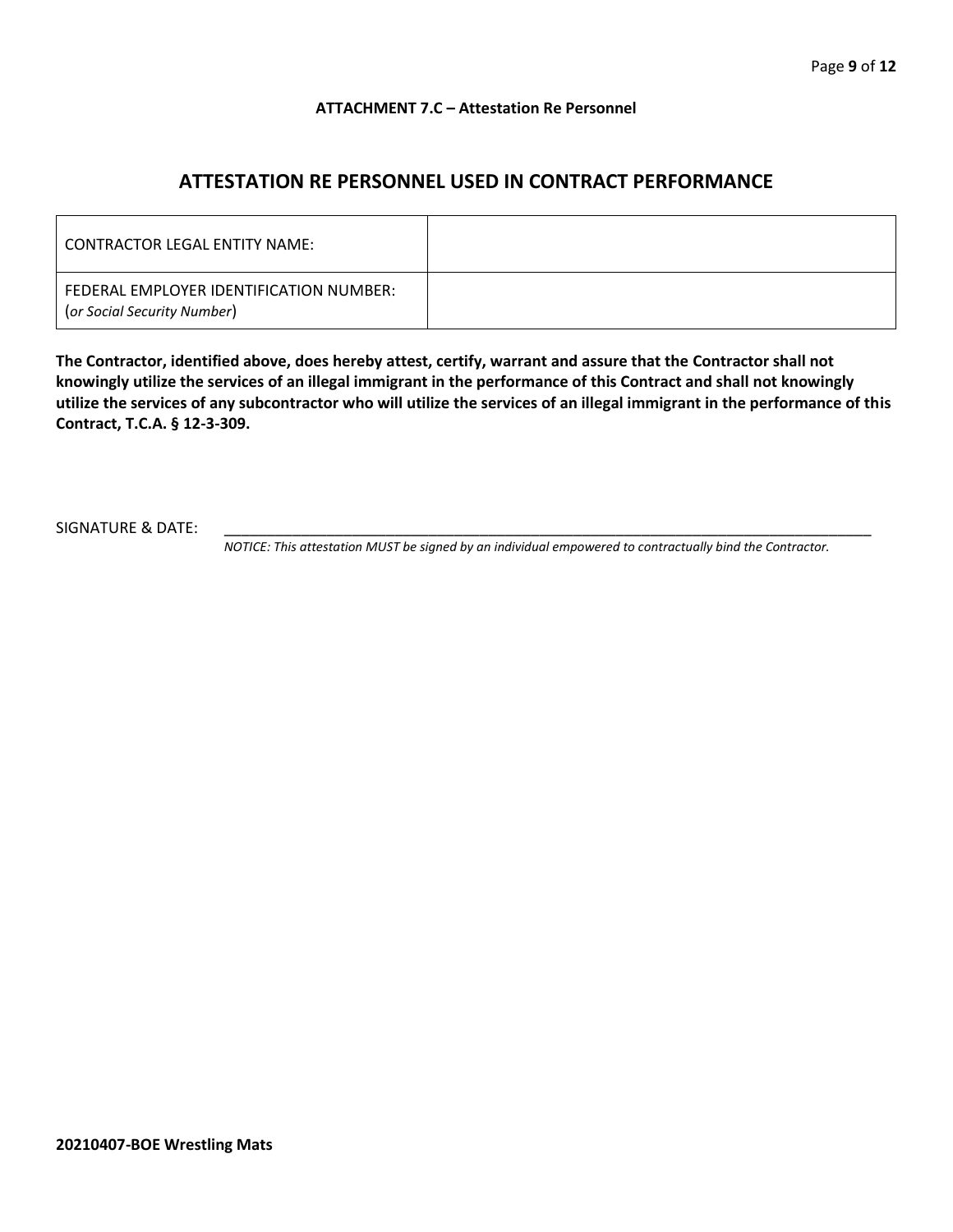**ATTACHMENT 7.C – Attestation Re Personnel**

## ATTESTATION RE PERSONNEL USED IN CONTRACT PERFORMANCE

| | |
|---|---|
| CONTRACTOR LEGAL ENTITY NAME: | |
| FEDERAL EMPLOYER IDENTIFICATION NUMBER: (*or Social Security Number*) | |

**The Contractor, identified above, does hereby attest, certify, warrant and assure that the Contractor shall not knowingly utilize the services of an illegal immigrant in the performance of this Contract and shall not knowingly utilize the services of any subcontractor who will utilize the services of an illegal immigrant in the performance of this Contract, T.C.A. § 12-3-309.**

SIGNATURE & DATE: ___________________________________________________________________________________

*NOTICE: This attestation MUST be signed by an individual empowered to contractually bind the Contractor.*

**20210407-BOE Wrestling Mats**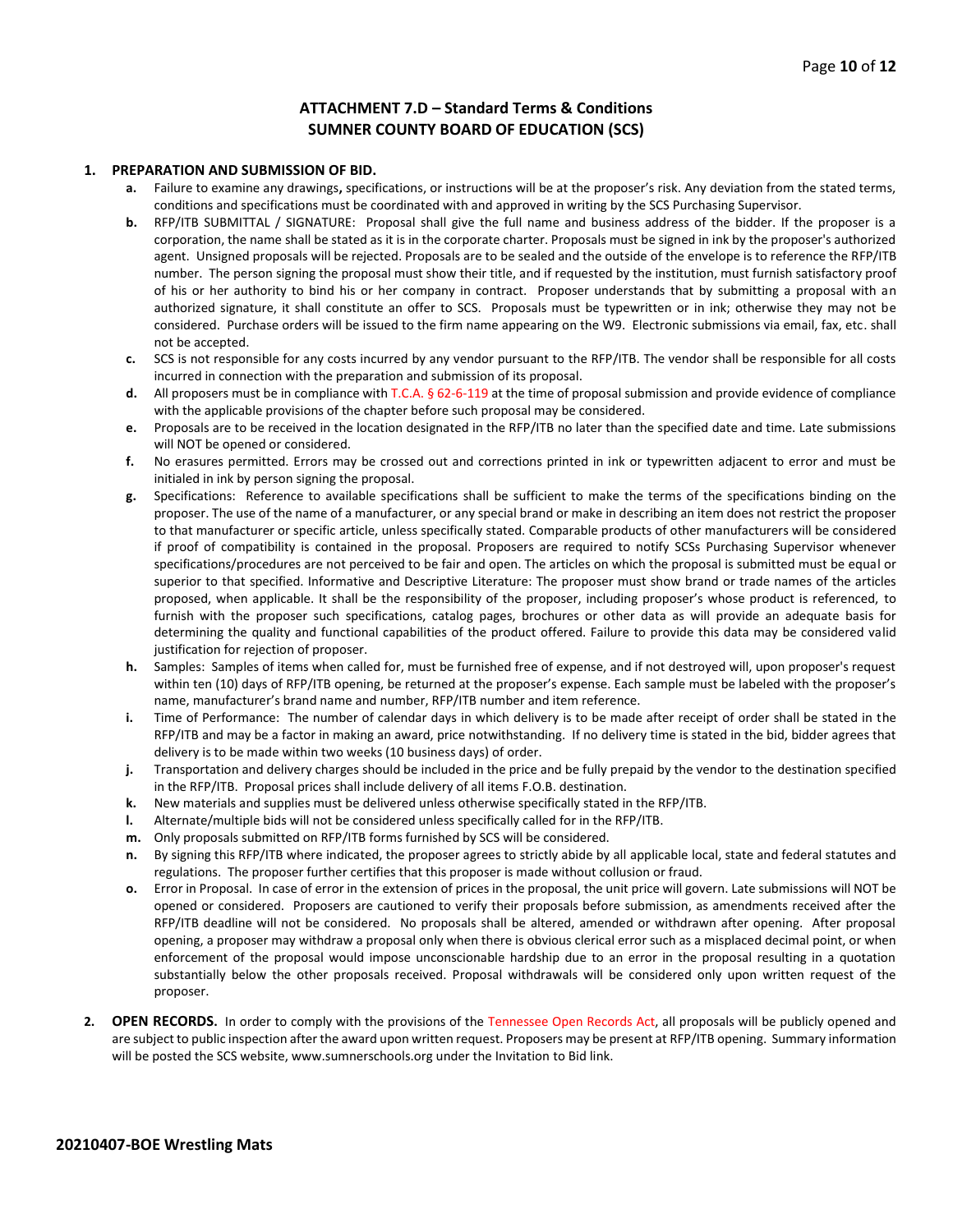## ATTACHMENT 7.D – Standard Terms & Conditions
## SUMNER COUNTY BOARD OF EDUCATION (SCS)

**1. PREPARATION AND SUBMISSION OF BID.**

- **a.** Failure to examine any drawings**,** specifications, or instructions will be at the proposer's risk. Any deviation from the stated terms, conditions and specifications must be coordinated with and approved in writing by the SCS Purchasing Supervisor.
- **b.** RFP/ITB SUBMITTAL / SIGNATURE: Proposal shall give the full name and business address of the bidder. If the proposer is a corporation, the name shall be stated as it is in the corporate charter. Proposals must be signed in ink by the proposer's authorized agent. Unsigned proposals will be rejected. Proposals are to be sealed and the outside of the envelope is to reference the RFP/ITB number. The person signing the proposal must show their title, and if requested by the institution, must furnish satisfactory proof of his or her authority to bind his or her company in contract. Proposer understands that by submitting a proposal with an authorized signature, it shall constitute an offer to SCS. Proposals must be typewritten or in ink; otherwise they may not be considered. Purchase orders will be issued to the firm name appearing on the W9. Electronic submissions via email, fax, etc. shall not be accepted.
- **c.** SCS is not responsible for any costs incurred by any vendor pursuant to the RFP/ITB. The vendor shall be responsible for all costs incurred in connection with the preparation and submission of its proposal.
- **d.** All proposers must be in compliance with T.C.A. § 62-6-119 at the time of proposal submission and provide evidence of compliance with the applicable provisions of the chapter before such proposal may be considered.
- **e.** Proposals are to be received in the location designated in the RFP/ITB no later than the specified date and time. Late submissions will NOT be opened or considered.
- **f.** No erasures permitted. Errors may be crossed out and corrections printed in ink or typewritten adjacent to error and must be initialed in ink by person signing the proposal.
- **g.** Specifications: Reference to available specifications shall be sufficient to make the terms of the specifications binding on the proposer. The use of the name of a manufacturer, or any special brand or make in describing an item does not restrict the proposer to that manufacturer or specific article, unless specifically stated. Comparable products of other manufacturers will be considered if proof of compatibility is contained in the proposal. Proposers are required to notify SCSs Purchasing Supervisor whenever specifications/procedures are not perceived to be fair and open. The articles on which the proposal is submitted must be equal or superior to that specified. Informative and Descriptive Literature: The proposer must show brand or trade names of the articles proposed, when applicable. It shall be the responsibility of the proposer, including proposer's whose product is referenced, to furnish with the proposer such specifications, catalog pages, brochures or other data as will provide an adequate basis for determining the quality and functional capabilities of the product offered. Failure to provide this data may be considered valid justification for rejection of proposer.
- **h.** Samples: Samples of items when called for, must be furnished free of expense, and if not destroyed will, upon proposer's request within ten (10) days of RFP/ITB opening, be returned at the proposer's expense. Each sample must be labeled with the proposer's name, manufacturer's brand name and number, RFP/ITB number and item reference.
- **i.** Time of Performance: The number of calendar days in which delivery is to be made after receipt of order shall be stated in the RFP/ITB and may be a factor in making an award, price notwithstanding. If no delivery time is stated in the bid, bidder agrees that delivery is to be made within two weeks (10 business days) of order.
- **j.** Transportation and delivery charges should be included in the price and be fully prepaid by the vendor to the destination specified in the RFP/ITB. Proposal prices shall include delivery of all items F.O.B. destination.
- **k.** New materials and supplies must be delivered unless otherwise specifically stated in the RFP/ITB.
- **l.** Alternate/multiple bids will not be considered unless specifically called for in the RFP/ITB.
- **m.** Only proposals submitted on RFP/ITB forms furnished by SCS will be considered.
- **n.** By signing this RFP/ITB where indicated, the proposer agrees to strictly abide by all applicable local, state and federal statutes and regulations. The proposer further certifies that this proposer is made without collusion or fraud.
- **o.** Error in Proposal. In case of error in the extension of prices in the proposal, the unit price will govern. Late submissions will NOT be opened or considered. Proposers are cautioned to verify their proposals before submission, as amendments received after the RFP/ITB deadline will not be considered. No proposals shall be altered, amended or withdrawn after opening. After proposal opening, a proposer may withdraw a proposal only when there is obvious clerical error such as a misplaced decimal point, or when enforcement of the proposal would impose unconscionable hardship due to an error in the proposal resulting in a quotation substantially below the other proposals received. Proposal withdrawals will be considered only upon written request of the proposer.

**2. OPEN RECORDS.** In order to comply with the provisions of the Tennessee Open Records Act, all proposals will be publicly opened and are subject to public inspection after the award upon written request. Proposers may be present at RFP/ITB opening. Summary information will be posted the SCS website, www.sumnerschools.org under the Invitation to Bid link.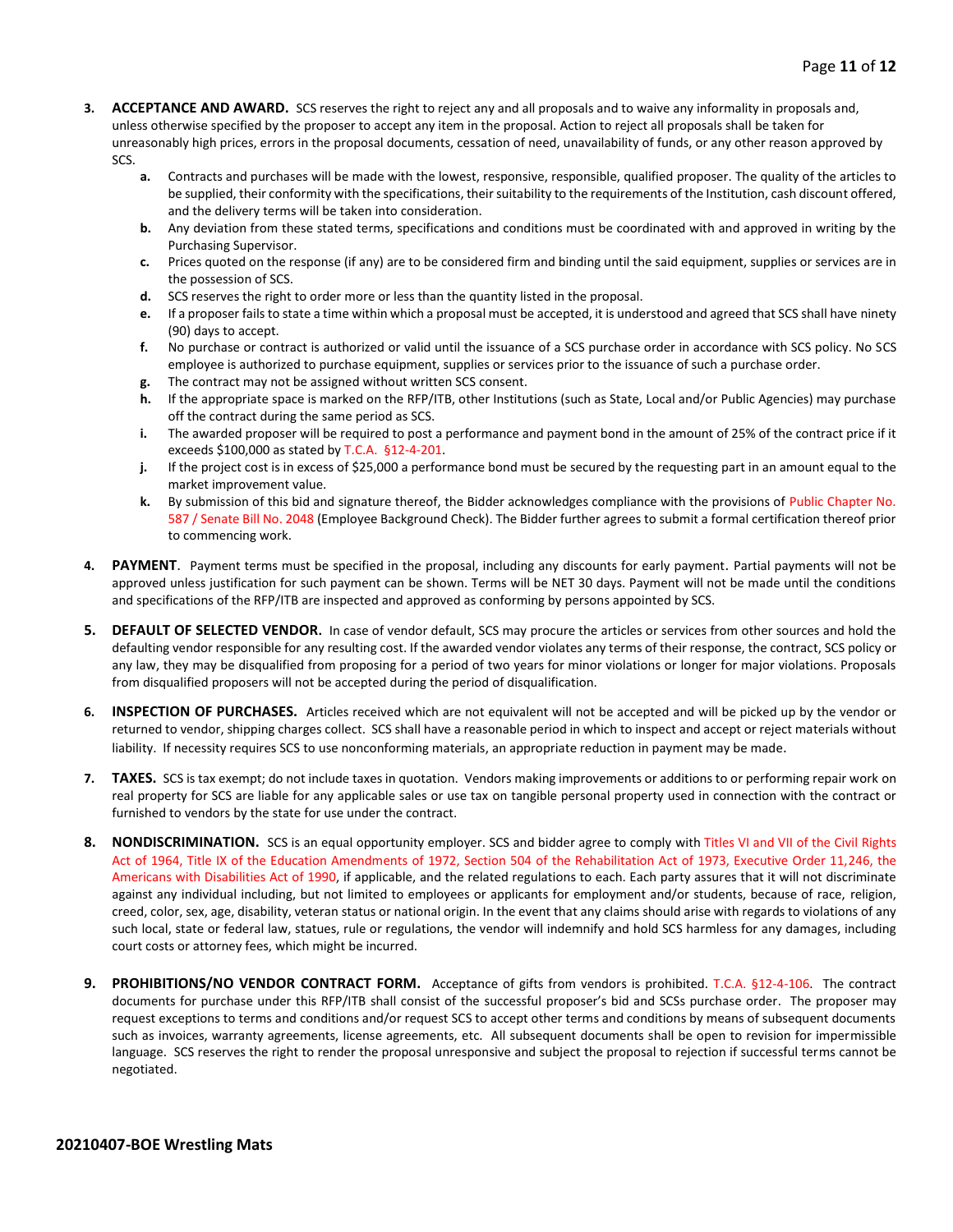3. **ACCEPTANCE AND AWARD.** SCS reserves the right to reject any and all proposals and to waive any informality in proposals and, unless otherwise specified by the proposer to accept any item in the proposal. Action to reject all proposals shall be taken for unreasonably high prices, errors in the proposal documents, cessation of need, unavailability of funds, or any other reason approved by SCS.
   - **a.** Contracts and purchases will be made with the lowest, responsive, responsible, qualified proposer. The quality of the articles to be supplied, their conformity with the specifications, their suitability to the requirements of the Institution, cash discount offered, and the delivery terms will be taken into consideration.
   - **b.** Any deviation from these stated terms, specifications and conditions must be coordinated with and approved in writing by the Purchasing Supervisor.
   - **c.** Prices quoted on the response (if any) are to be considered firm and binding until the said equipment, supplies or services are in the possession of SCS.
   - **d.** SCS reserves the right to order more or less than the quantity listed in the proposal.
   - **e.** If a proposer fails to state a time within which a proposal must be accepted, it is understood and agreed that SCS shall have ninety (90) days to accept.
   - **f.** No purchase or contract is authorized or valid until the issuance of a SCS purchase order in accordance with SCS policy. No SCS employee is authorized to purchase equipment, supplies or services prior to the issuance of such a purchase order.
   - **g.** The contract may not be assigned without written SCS consent.
   - **h.** If the appropriate space is marked on the RFP/ITB, other Institutions (such as State, Local and/or Public Agencies) may purchase off the contract during the same period as SCS.
   - **i.** The awarded proposer will be required to post a performance and payment bond in the amount of 25% of the contract price if it exceeds $100,000 as stated by T.C.A. §12-4-201.
   - **j.** If the project cost is in excess of $25,000 a performance bond must be secured by the requesting part in an amount equal to the market improvement value.
   - **k.** By submission of this bid and signature thereof, the Bidder acknowledges compliance with the provisions of Public Chapter No. 587 / Senate Bill No. 2048 (Employee Background Check). The Bidder further agrees to submit a formal certification thereof prior to commencing work.

4. **PAYMENT**. Payment terms must be specified in the proposal, including any discounts for early payment. Partial payments will not be approved unless justification for such payment can be shown. Terms will be NET 30 days. Payment will not be made until the conditions and specifications of the RFP/ITB are inspected and approved as conforming by persons appointed by SCS.

5. **DEFAULT OF SELECTED VENDOR.** In case of vendor default, SCS may procure the articles or services from other sources and hold the defaulting vendor responsible for any resulting cost. If the awarded vendor violates any terms of their response, the contract, SCS policy or any law, they may be disqualified from proposing for a period of two years for minor violations or longer for major violations. Proposals from disqualified proposers will not be accepted during the period of disqualification.

6. **INSPECTION OF PURCHASES.** Articles received which are not equivalent will not be accepted and will be picked up by the vendor or returned to vendor, shipping charges collect. SCS shall have a reasonable period in which to inspect and accept or reject materials without liability. If necessity requires SCS to use nonconforming materials, an appropriate reduction in payment may be made.

7. **TAXES.** SCS is tax exempt; do not include taxes in quotation. Vendors making improvements or additions to or performing repair work on real property for SCS are liable for any applicable sales or use tax on tangible personal property used in connection with the contract or furnished to vendors by the state for use under the contract.

8. **NONDISCRIMINATION.** SCS is an equal opportunity employer. SCS and bidder agree to comply with Titles VI and VII of the Civil Rights Act of 1964, Title IX of the Education Amendments of 1972, Section 504 of the Rehabilitation Act of 1973, Executive Order 11,246, the Americans with Disabilities Act of 1990, if applicable, and the related regulations to each. Each party assures that it will not discriminate against any individual including, but not limited to employees or applicants for employment and/or students, because of race, religion, creed, color, sex, age, disability, veteran status or national origin. In the event that any claims should arise with regards to violations of any such local, state or federal law, statues, rule or regulations, the vendor will indemnify and hold SCS harmless for any damages, including court costs or attorney fees, which might be incurred.

9. **PROHIBITIONS/NO VENDOR CONTRACT FORM.** Acceptance of gifts from vendors is prohibited. T.C.A. §12-4-106. The contract documents for purchase under this RFP/ITB shall consist of the successful proposer's bid and SCSs purchase order. The proposer may request exceptions to terms and conditions and/or request SCS to accept other terms and conditions by means of subsequent documents such as invoices, warranty agreements, license agreements, etc. All subsequent documents shall be open to revision for impermissible language. SCS reserves the right to render the proposal unresponsive and subject the proposal to rejection if successful terms cannot be negotiated.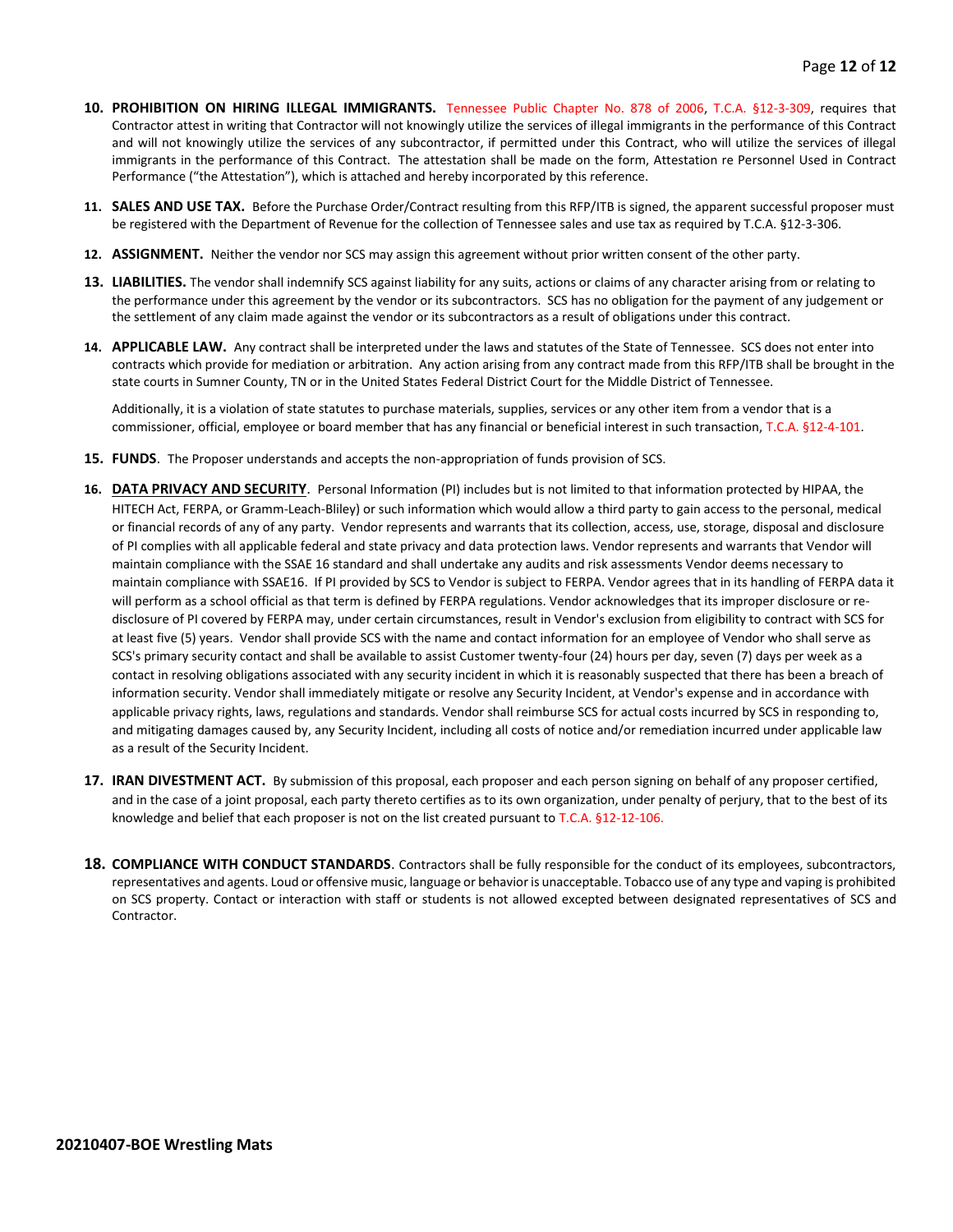10. **PROHIBITION ON HIRING ILLEGAL IMMIGRANTS.** Tennessee Public Chapter No. 878 of 2006, T.C.A. §12-3-309, requires that Contractor attest in writing that Contractor will not knowingly utilize the services of illegal immigrants in the performance of this Contract and will not knowingly utilize the services of any subcontractor, if permitted under this Contract, who will utilize the services of illegal immigrants in the performance of this Contract. The attestation shall be made on the form, Attestation re Personnel Used in Contract Performance ("the Attestation"), which is attached and hereby incorporated by this reference.

11. **SALES AND USE TAX.** Before the Purchase Order/Contract resulting from this RFP/ITB is signed, the apparent successful proposer must be registered with the Department of Revenue for the collection of Tennessee sales and use tax as required by T.C.A. §12-3-306.

12. **ASSIGNMENT.** Neither the vendor nor SCS may assign this agreement without prior written consent of the other party.

13. **LIABILITIES.** The vendor shall indemnify SCS against liability for any suits, actions or claims of any character arising from or relating to the performance under this agreement by the vendor or its subcontractors. SCS has no obligation for the payment of any judgement or the settlement of any claim made against the vendor or its subcontractors as a result of obligations under this contract.

14. **APPLICABLE LAW.** Any contract shall be interpreted under the laws and statutes of the State of Tennessee. SCS does not enter into contracts which provide for mediation or arbitration. Any action arising from any contract made from this RFP/ITB shall be brought in the state courts in Sumner County, TN or in the United States Federal District Court for the Middle District of Tennessee.

    Additionally, it is a violation of state statutes to purchase materials, supplies, services or any other item from a vendor that is a commissioner, official, employee or board member that has any financial or beneficial interest in such transaction, T.C.A. §12-4-101.

15. **FUNDS**. The Proposer understands and accepts the non-appropriation of funds provision of SCS.

16. **DATA PRIVACY AND SECURITY**. Personal Information (PI) includes but is not limited to that information protected by HIPAA, the HITECH Act, FERPA, or Gramm-Leach-Bliley) or such information which would allow a third party to gain access to the personal, medical or financial records of any of any party. Vendor represents and warrants that its collection, access, use, storage, disposal and disclosure of PI complies with all applicable federal and state privacy and data protection laws. Vendor represents and warrants that Vendor will maintain compliance with the SSAE 16 standard and shall undertake any audits and risk assessments Vendor deems necessary to maintain compliance with SSAE16. If PI provided by SCS to Vendor is subject to FERPA. Vendor agrees that in its handling of FERPA data it will perform as a school official as that term is defined by FERPA regulations. Vendor acknowledges that its improper disclosure or re-disclosure of PI covered by FERPA may, under certain circumstances, result in Vendor's exclusion from eligibility to contract with SCS for at least five (5) years. Vendor shall provide SCS with the name and contact information for an employee of Vendor who shall serve as SCS's primary security contact and shall be available to assist Customer twenty-four (24) hours per day, seven (7) days per week as a contact in resolving obligations associated with any security incident in which it is reasonably suspected that there has been a breach of information security. Vendor shall immediately mitigate or resolve any Security Incident, at Vendor's expense and in accordance with applicable privacy rights, laws, regulations and standards. Vendor shall reimburse SCS for actual costs incurred by SCS in responding to, and mitigating damages caused by, any Security Incident, including all costs of notice and/or remediation incurred under applicable law as a result of the Security Incident.

17. **IRAN DIVESTMENT ACT.** By submission of this proposal, each proposer and each person signing on behalf of any proposer certified, and in the case of a joint proposal, each party thereto certifies as to its own organization, under penalty of perjury, that to the best of its knowledge and belief that each proposer is not on the list created pursuant to T.C.A. §12-12-106.

18. **COMPLIANCE WITH CONDUCT STANDARDS**. Contractors shall be fully responsible for the conduct of its employees, subcontractors, representatives and agents. Loud or offensive music, language or behavior is unacceptable. Tobacco use of any type and vaping is prohibited on SCS property. Contact or interaction with staff or students is not allowed excepted between designated representatives of SCS and Contractor.

**20210407-BOE Wrestling Mats**